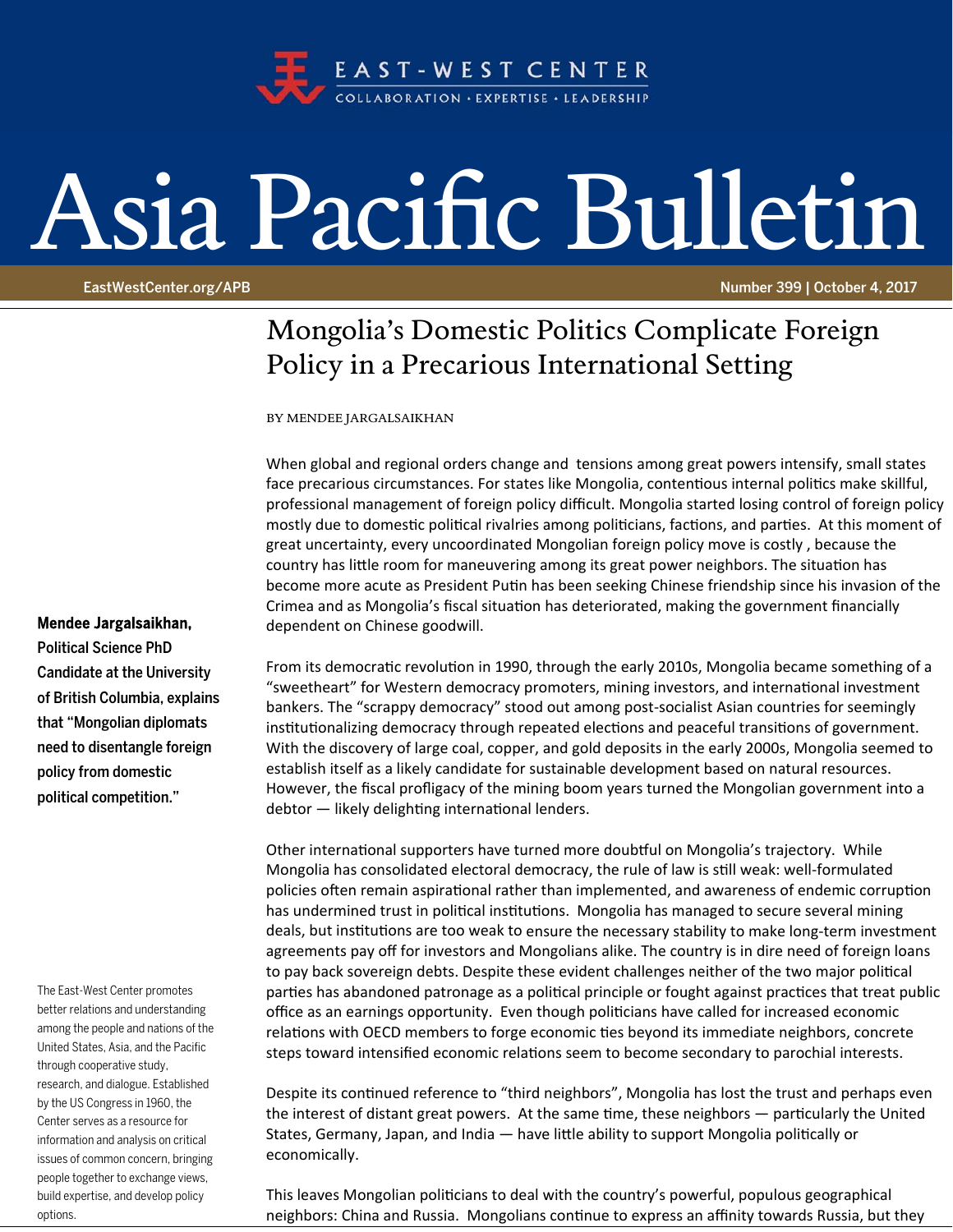# Asia Pacific Bulletin

EAST-WEST CENTER
COLLABORATION · EXPERTISE · LEADERSHIP

EastWestCenter.org/APB

Number 399 | October 4, 2017

## Mongolia's Domestic Politics Complicate Foreign Policy in a Precarious International Setting

BY MENDEE JARGALSAIKHAN

**Mendee Jargalsaikhan, Political Science PhD Candidate at the University of British Columbia, explains that "Mongolian diplomats need to disentangle foreign policy from domestic political competition."**

When global and regional orders change and tensions among great powers intensify, small states face precarious circumstances. For states like Mongolia, contentious internal politics make skillful, professional management of foreign policy difficult. Mongolia started losing control of foreign policy mostly due to domestic political rivalries among politicians, factions, and parties. At this moment of great uncertainty, every uncoordinated Mongolian foreign policy move is costly , because the country has little room for maneuvering among its great power neighbors. The situation has become more acute as President Putin has been seeking Chinese friendship since his invasion of the Crimea and as Mongolia's fiscal situation has deteriorated, making the government financially dependent on Chinese goodwill.

From its democratic revolution in 1990, through the early 2010s, Mongolia became something of a "sweetheart" for Western democracy promoters, mining investors, and international investment bankers. The "scrappy democracy" stood out among post-socialist Asian countries for seemingly institutionalizing democracy through repeated elections and peaceful transitions of government. With the discovery of large coal, copper, and gold deposits in the early 2000s, Mongolia seemed to establish itself as a likely candidate for sustainable development based on natural resources. However, the fiscal profligacy of the mining boom years turned the Mongolian government into a debtor — likely delighting international lenders.

Other international supporters have turned more doubtful on Mongolia's trajectory. While Mongolia has consolidated electoral democracy, the rule of law is still weak: well-formulated policies often remain aspirational rather than implemented, and awareness of endemic corruption has undermined trust in political institutions. Mongolia has managed to secure several mining deals, but institutions are too weak to ensure the necessary stability to make long-term investment agreements pay off for investors and Mongolians alike. The country is in dire need of foreign loans to pay back sovereign debts. Despite these evident challenges neither of the two major political parties has abandoned patronage as a political principle or fought against practices that treat public office as an earnings opportunity. Even though politicians have called for increased economic relations with OECD members to forge economic ties beyond its immediate neighbors, concrete steps toward intensified economic relations seem to become secondary to parochial interests.

Despite its continued reference to "third neighbors", Mongolia has lost the trust and perhaps even the interest of distant great powers. At the same time, these neighbors — particularly the United States, Germany, Japan, and India — have little ability to support Mongolia politically or economically.

This leaves Mongolian politicians to deal with the country's powerful, populous geographical neighbors: China and Russia. Mongolians continue to express an affinity towards Russia, but they

The East-West Center promotes better relations and understanding among the people and nations of the United States, Asia, and the Pacific through cooperative study, research, and dialogue. Established by the US Congress in 1960, the Center serves as a resource for information and analysis on critical issues of common concern, bringing people together to exchange views, build expertise, and develop policy options.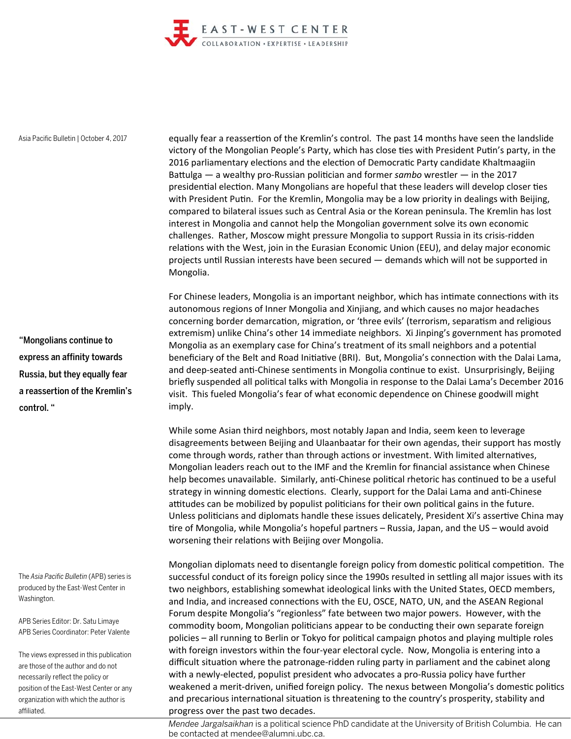equally fear a reassertion of the Kremlin's control. The past 14 months have seen the landslide victory of the Mongolian People's Party, which has close ties with President Putin's party, in the 2016 parliamentary elections and the election of Democratic Party candidate Khaltmaagiin Battulga — a wealthy pro-Russian politician and former *sambo* wrestler — in the 2017 presidential election. Many Mongolians are hopeful that these leaders will develop closer ties with President Putin. For the Kremlin, Mongolia may be a low priority in dealings with Beijing, compared to bilateral issues such as Central Asia or the Korean peninsula. The Kremlin has lost interest in Mongolia and cannot help the Mongolian government solve its own economic challenges. Rather, Moscow might pressure Mongolia to support Russia in its crisis-ridden relations with the West, join in the Eurasian Economic Union (EEU), and delay major economic projects until Russian interests have been secured — demands which will not be supported in Mongolia.

**"Mongolians continue to express an affinity towards Russia, but they equally fear a reassertion of the Kremlin's control. "**

For Chinese leaders, Mongolia is an important neighbor, which has intimate connections with its autonomous regions of Inner Mongolia and Xinjiang, and which causes no major headaches concerning border demarcation, migration, or 'three evils' (terrorism, separatism and religious extremism) unlike China's other 14 immediate neighbors. Xi Jinping's government has promoted Mongolia as an exemplary case for China's treatment of its small neighbors and a potential beneficiary of the Belt and Road Initiative (BRI). But, Mongolia's connection with the Dalai Lama, and deep-seated anti-Chinese sentiments in Mongolia continue to exist. Unsurprisingly, Beijing briefly suspended all political talks with Mongolia in response to the Dalai Lama's December 2016 visit. This fueled Mongolia's fear of what economic dependence on Chinese goodwill might imply.

While some Asian third neighbors, most notably Japan and India, seem keen to leverage disagreements between Beijing and Ulaanbaatar for their own agendas, their support has mostly come through words, rather than through actions or investment. With limited alternatives, Mongolian leaders reach out to the IMF and the Kremlin for financial assistance when Chinese help becomes unavailable. Similarly, anti-Chinese political rhetoric has continued to be a useful strategy in winning domestic elections. Clearly, support for the Dalai Lama and anti-Chinese attitudes can be mobilized by populist politicians for their own political gains in the future. Unless politicians and diplomats handle these issues delicately, President Xi's assertive China may tire of Mongolia, while Mongolia's hopeful partners – Russia, Japan, and the US – would avoid worsening their relations with Beijing over Mongolia.

Mongolian diplomats need to disentangle foreign policy from domestic political competition. The successful conduct of its foreign policy since the 1990s resulted in settling all major issues with its two neighbors, establishing somewhat ideological links with the United States, OECD members, and India, and increased connections with the EU, OSCE, NATO, UN, and the ASEAN Regional Forum despite Mongolia's "regionless" fate between two major powers. However, with the commodity boom, Mongolian politicians appear to be conducting their own separate foreign policies – all running to Berlin or Tokyo for political campaign photos and playing multiple roles with foreign investors within the four-year electoral cycle. Now, Mongolia is entering into a difficult situation where the patronage-ridden ruling party in parliament and the cabinet along with a newly-elected, populist president who advocates a pro-Russia policy have further weakened a merit-driven, unified foreign policy. The nexus between Mongolia's domestic politics and precarious international situation is threatening to the country's prosperity, stability and progress over the past two decades.

*Mendee Jargalsaikhan* is a political science PhD candidate at the University of British Columbia. He can be contacted at mendee@alumni.ubc.ca.

The *Asia Pacific Bulletin* (APB) series is produced by the East-West Center in Washington.

APB Series Editor: Dr. Satu Limaye
APB Series Coordinator: Peter Valente

The views expressed in this publication are those of the author and do not necessarily reflect the policy or position of the East-West Center or any organization with which the author is affiliated.